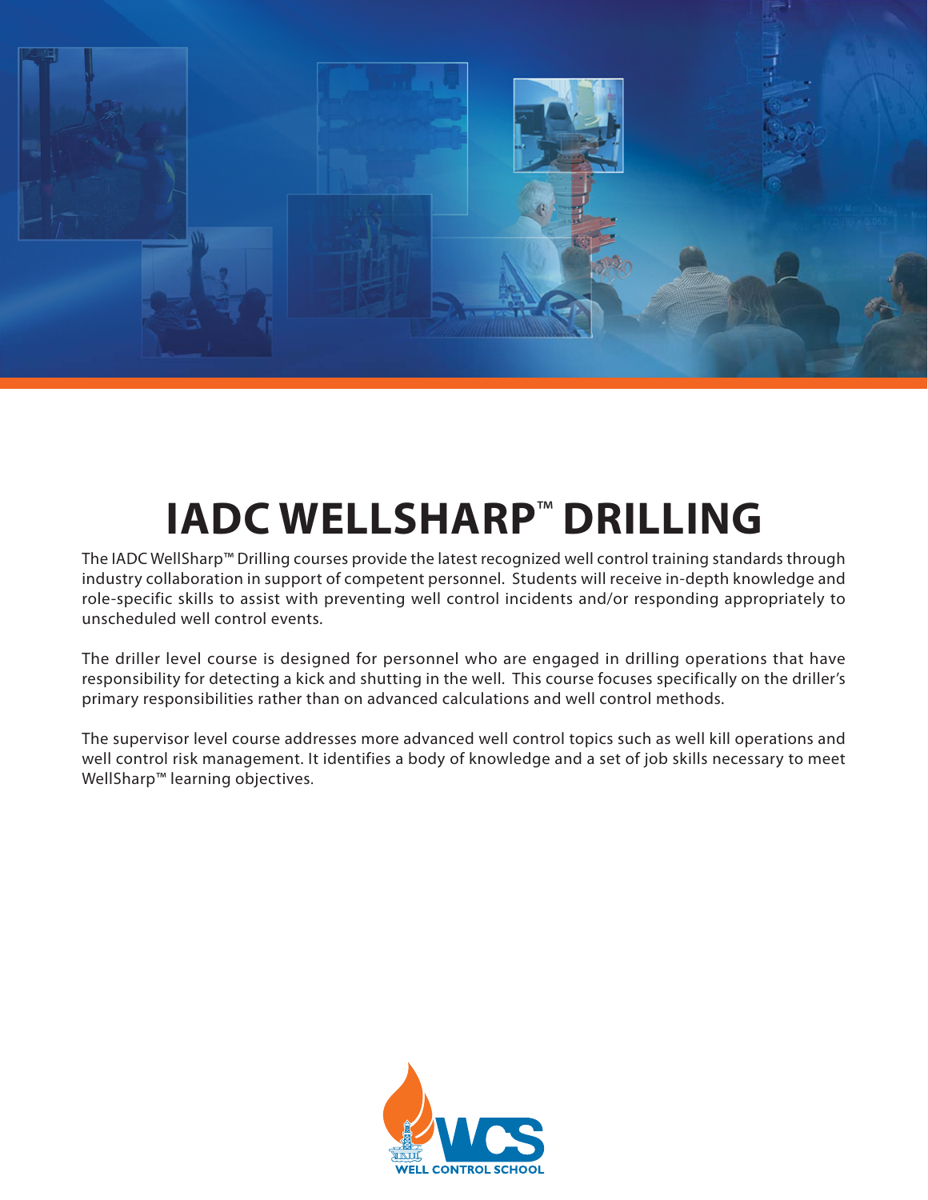# IADC WELLSHARP™ DRILLING

The IADC WellSharp™ Drilling courses provide the latest recognized well control training standards through industry collaboration in support of competent personnel. Students will receive in-depth knowledge and role-specific skills to assist with preventing well control incidents and/or responding appropriately to unscheduled well control events.

The driller level course is designed for personnel who are engaged in drilling operations that have responsibility for detecting a kick and shutting in the well. This course focuses specifically on the driller's primary responsibilities rather than on advanced calculations and well control methods.

The supervisor level course addresses more advanced well control topics such as well kill operations and well control risk management. It identifies a body of knowledge and a set of job skills necessary to meet WellSharp™ learning objectives.

WCS

WELL CONTROL SCHOOL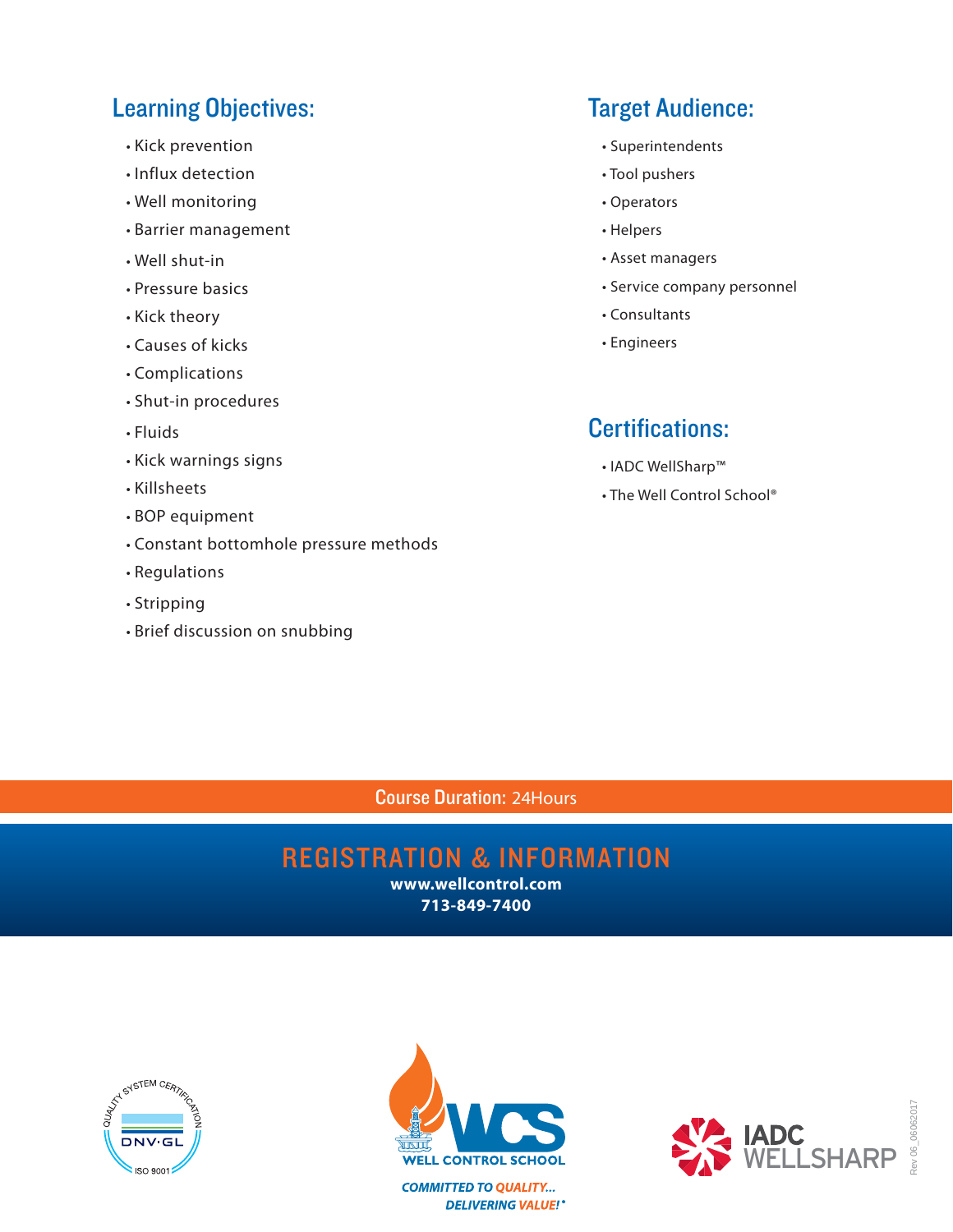## Learning Objectives:

- Kick prevention
- Influx detection
- Well monitoring
- Barrier management
- Well shut-in
- Pressure basics
- Kick theory
- Causes of kicks
- Complications
- Shut-in procedures
- Fluids
- Kick warnings signs
- Killsheets
- BOP equipment
- Constant bottomhole pressure methods
- Regulations
- Stripping
- Brief discussion on snubbing

## Target Audience:

- Superintendents
- Tool pushers
- Operators
- Helpers
- Asset managers
- Service company personnel
- Consultants
- Engineers

## Certifications:

- IADC WellSharp™
- The Well Control School®

**Course Duration:** 24Hours

## REGISTRATION & INFORMATION

**www.wellcontrol.com**
**713-849-7400**

QUALITY SYSTEM CERTIFICATION DNV·GL ISO 9001

WELL CONTROL SCHOOL

*COMMITTED TO QUALITY... DELIVERING VALUE!*

IADC WELLSHARP

Rev 06_06062017